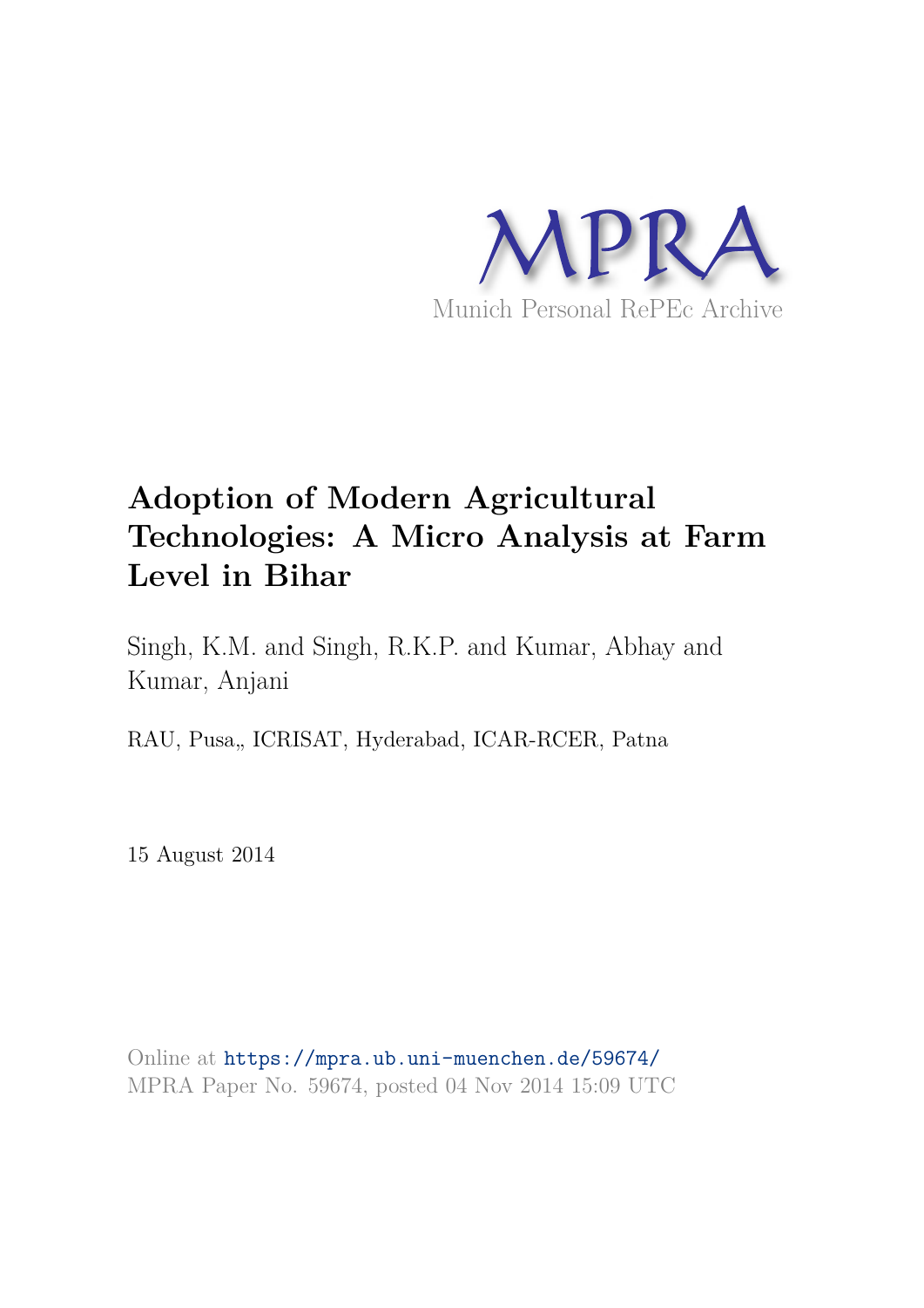MPRA

Munich Personal RePEc Archive

# Adoption of Modern Agricultural Technologies: A Micro Analysis at Farm Level in Bihar

Singh, K.M. and Singh, R.K.P. and Kumar, Abhay and Kumar, Anjani

RAU, Pusa,, ICRISAT, Hyderabad, ICAR-RCER, Patna

15 August 2014

Online at https://mpra.ub.uni-muenchen.de/59674/
MPRA Paper No. 59674, posted 04 Nov 2014 15:09 UTC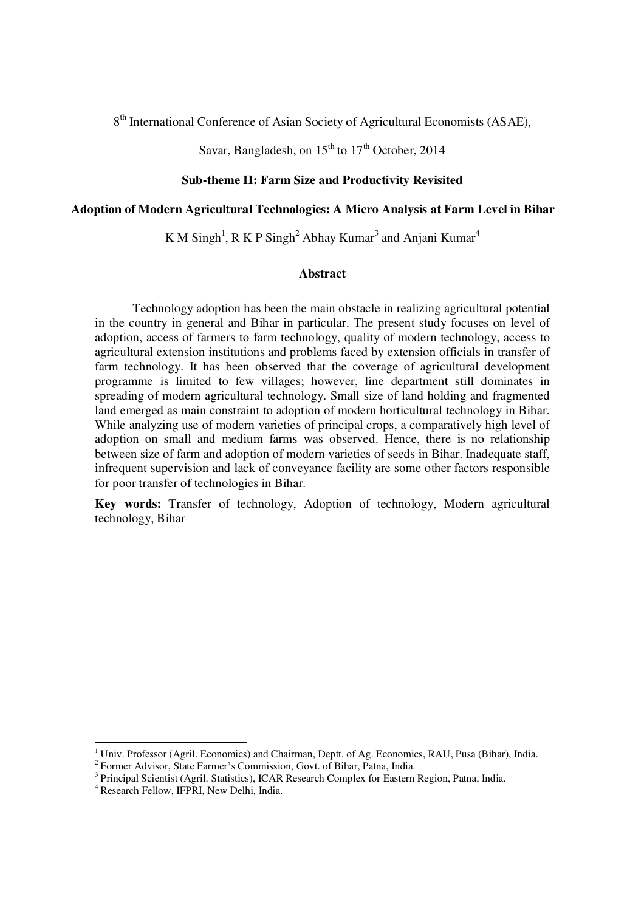8th International Conference of Asian Society of Agricultural Economists (ASAE),

Savar, Bangladesh, on 15th to 17th October, 2014

**Sub-theme II: Farm Size and Productivity Revisited**

# Adoption of Modern Agricultural Technologies: A Micro Analysis at Farm Level in Bihar

K M Singh[1], R K P Singh[2] Abhay Kumar[3] and Anjani Kumar[4]

## Abstract

Technology adoption has been the main obstacle in realizing agricultural potential in the country in general and Bihar in particular. The present study focuses on level of adoption, access of farmers to farm technology, quality of modern technology, access to agricultural extension institutions and problems faced by extension officials in transfer of farm technology. It has been observed that the coverage of agricultural development programme is limited to few villages; however, line department still dominates in spreading of modern agricultural technology. Small size of land holding and fragmented land emerged as main constraint to adoption of modern horticultural technology in Bihar. While analyzing use of modern varieties of principal crops, a comparatively high level of adoption on small and medium farms was observed. Hence, there is no relationship between size of farm and adoption of modern varieties of seeds in Bihar. Inadequate staff, infrequent supervision and lack of conveyance facility are some other factors responsible for poor transfer of technologies in Bihar.

**Key words:** Transfer of technology, Adoption of technology, Modern agricultural technology, Bihar

---

[1] Univ. Professor (Agril. Economics) and Chairman, Deptt. of Ag. Economics, RAU, Pusa (Bihar), India.
[2] Former Advisor, State Farmer's Commission, Govt. of Bihar, Patna, India.
[3] Principal Scientist (Agril. Statistics), ICAR Research Complex for Eastern Region, Patna, India.
[4] Research Fellow, IFPRI, New Delhi, India.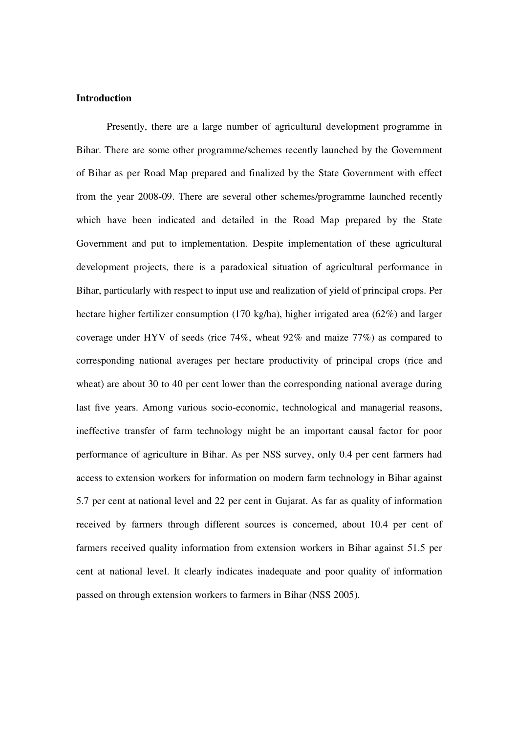**Introduction**

Presently, there are a large number of agricultural development programme in Bihar. There are some other programme/schemes recently launched by the Government of Bihar as per Road Map prepared and finalized by the State Government with effect from the year 2008-09. There are several other schemes/programme launched recently which have been indicated and detailed in the Road Map prepared by the State Government and put to implementation. Despite implementation of these agricultural development projects, there is a paradoxical situation of agricultural performance in Bihar, particularly with respect to input use and realization of yield of principal crops. Per hectare higher fertilizer consumption (170 kg/ha), higher irrigated area (62%) and larger coverage under HYV of seeds (rice 74%, wheat 92% and maize 77%) as compared to corresponding national averages per hectare productivity of principal crops (rice and wheat) are about 30 to 40 per cent lower than the corresponding national average during last five years. Among various socio-economic, technological and managerial reasons, ineffective transfer of farm technology might be an important causal factor for poor performance of agriculture in Bihar. As per NSS survey, only 0.4 per cent farmers had access to extension workers for information on modern farm technology in Bihar against 5.7 per cent at national level and 22 per cent in Gujarat. As far as quality of information received by farmers through different sources is concerned, about 10.4 per cent of farmers received quality information from extension workers in Bihar against 51.5 per cent at national level. It clearly indicates inadequate and poor quality of information passed on through extension workers to farmers in Bihar (NSS 2005).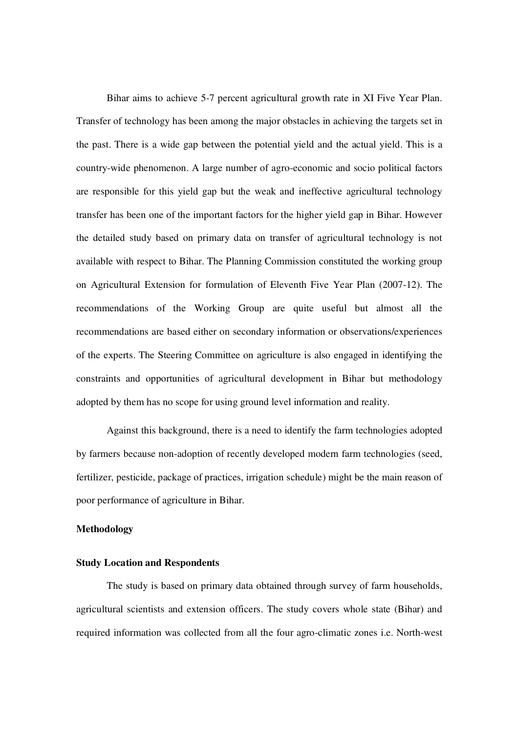Bihar aims to achieve 5-7 percent agricultural growth rate in XI Five Year Plan. Transfer of technology has been among the major obstacles in achieving the targets set in the past. There is a wide gap between the potential yield and the actual yield. This is a country-wide phenomenon. A large number of agro-economic and socio political factors are responsible for this yield gap but the weak and ineffective agricultural technology transfer has been one of the important factors for the higher yield gap in Bihar. However the detailed study based on primary data on transfer of agricultural technology is not available with respect to Bihar. The Planning Commission constituted the working group on Agricultural Extension for formulation of Eleventh Five Year Plan (2007-12). The recommendations of the Working Group are quite useful but almost all the recommendations are based either on secondary information or observations/experiences of the experts. The Steering Committee on agriculture is also engaged in identifying the constraints and opportunities of agricultural development in Bihar but methodology adopted by them has no scope for using ground level information and reality.

Against this background, there is a need to identify the farm technologies adopted by farmers because non-adoption of recently developed modern farm technologies (seed, fertilizer, pesticide, package of practices, irrigation schedule) might be the main reason of poor performance of agriculture in Bihar.

**Methodology**

**Study Location and Respondents**

The study is based on primary data obtained through survey of farm households, agricultural scientists and extension officers. The study covers whole state (Bihar) and required information was collected from all the four agro-climatic zones i.e. North-west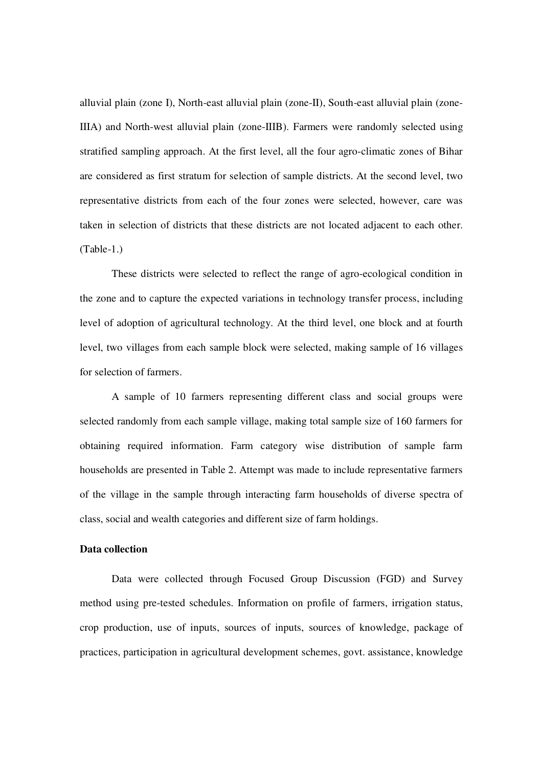alluvial plain (zone I), North-east alluvial plain (zone-II), South-east alluvial plain (zone-IIIA) and North-west alluvial plain (zone-IIIB). Farmers were randomly selected using stratified sampling approach. At the first level, all the four agro-climatic zones of Bihar are considered as first stratum for selection of sample districts. At the second level, two representative districts from each of the four zones were selected, however, care was taken in selection of districts that these districts are not located adjacent to each other. (Table-1.)

These districts were selected to reflect the range of agro-ecological condition in the zone and to capture the expected variations in technology transfer process, including level of adoption of agricultural technology. At the third level, one block and at fourth level, two villages from each sample block were selected, making sample of 16 villages for selection of farmers.

A sample of 10 farmers representing different class and social groups were selected randomly from each sample village, making total sample size of 160 farmers for obtaining required information. Farm category wise distribution of sample farm households are presented in Table 2. Attempt was made to include representative farmers of the village in the sample through interacting farm households of diverse spectra of class, social and wealth categories and different size of farm holdings.

**Data collection**

Data were collected through Focused Group Discussion (FGD) and Survey method using pre-tested schedules. Information on profile of farmers, irrigation status, crop production, use of inputs, sources of inputs, sources of knowledge, package of practices, participation in agricultural development schemes, govt. assistance, knowledge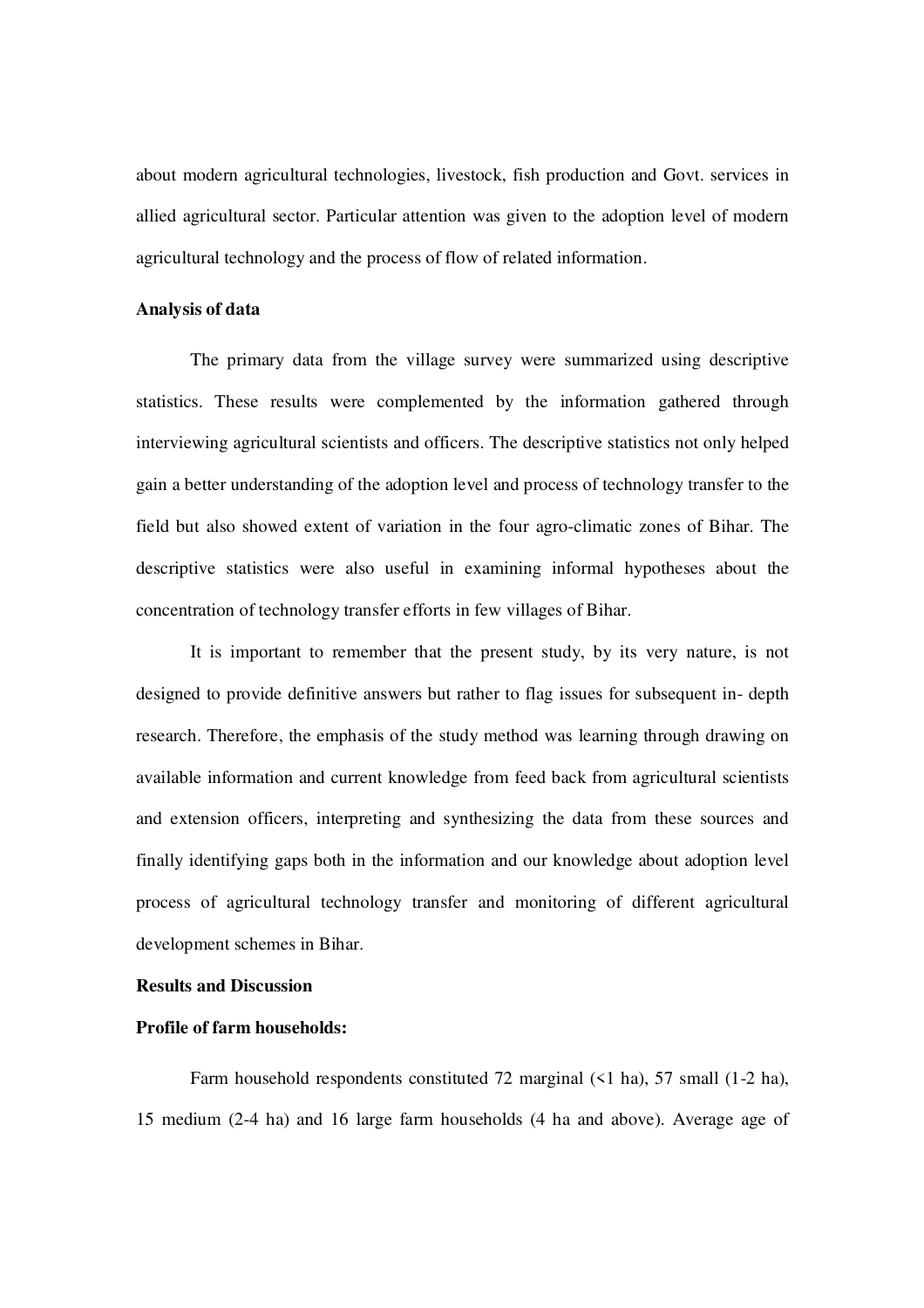about modern agricultural technologies, livestock, fish production and Govt. services in allied agricultural sector. Particular attention was given to the adoption level of modern agricultural technology and the process of flow of related information.

**Analysis of data**

The primary data from the village survey were summarized using descriptive statistics. These results were complemented by the information gathered through interviewing agricultural scientists and officers. The descriptive statistics not only helped gain a better understanding of the adoption level and process of technology transfer to the field but also showed extent of variation in the four agro-climatic zones of Bihar. The descriptive statistics were also useful in examining informal hypotheses about the concentration of technology transfer efforts in few villages of Bihar.

It is important to remember that the present study, by its very nature, is not designed to provide definitive answers but rather to flag issues for subsequent in- depth research. Therefore, the emphasis of the study method was learning through drawing on available information and current knowledge from feed back from agricultural scientists and extension officers, interpreting and synthesizing the data from these sources and finally identifying gaps both in the information and our knowledge about adoption level process of agricultural technology transfer and monitoring of different agricultural development schemes in Bihar.

**Results and Discussion**

**Profile of farm households:**

Farm household respondents constituted 72 marginal (<1 ha), 57 small (1-2 ha), 15 medium (2-4 ha) and 16 large farm households (4 ha and above). Average age of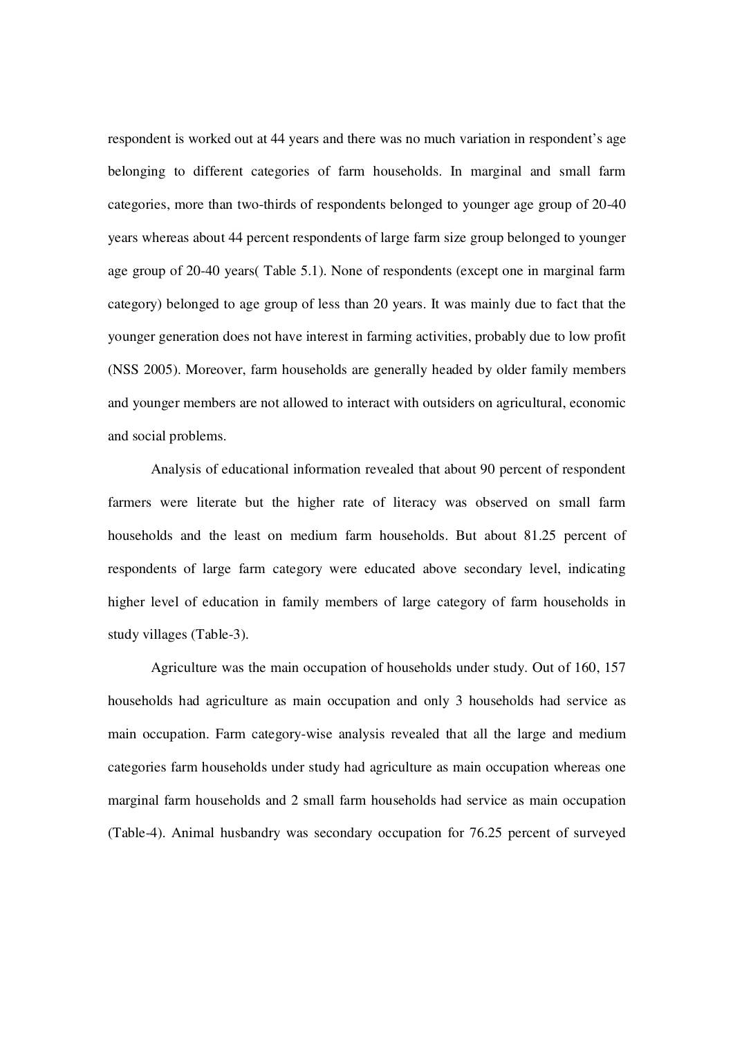respondent is worked out at 44 years and there was no much variation in respondent's age belonging to different categories of farm households. In marginal and small farm categories, more than two-thirds of respondents belonged to younger age group of 20-40 years whereas about 44 percent respondents of large farm size group belonged to younger age group of 20-40 years( Table 5.1). None of respondents (except one in marginal farm category) belonged to age group of less than 20 years. It was mainly due to fact that the younger generation does not have interest in farming activities, probably due to low profit (NSS 2005). Moreover, farm households are generally headed by older family members and younger members are not allowed to interact with outsiders on agricultural, economic and social problems.

Analysis of educational information revealed that about 90 percent of respondent farmers were literate but the higher rate of literacy was observed on small farm households and the least on medium farm households. But about 81.25 percent of respondents of large farm category were educated above secondary level, indicating higher level of education in family members of large category of farm households in study villages (Table-3).

Agriculture was the main occupation of households under study. Out of 160, 157 households had agriculture as main occupation and only 3 households had service as main occupation. Farm category-wise analysis revealed that all the large and medium categories farm households under study had agriculture as main occupation whereas one marginal farm households and 2 small farm households had service as main occupation (Table-4). Animal husbandry was secondary occupation for 76.25 percent of surveyed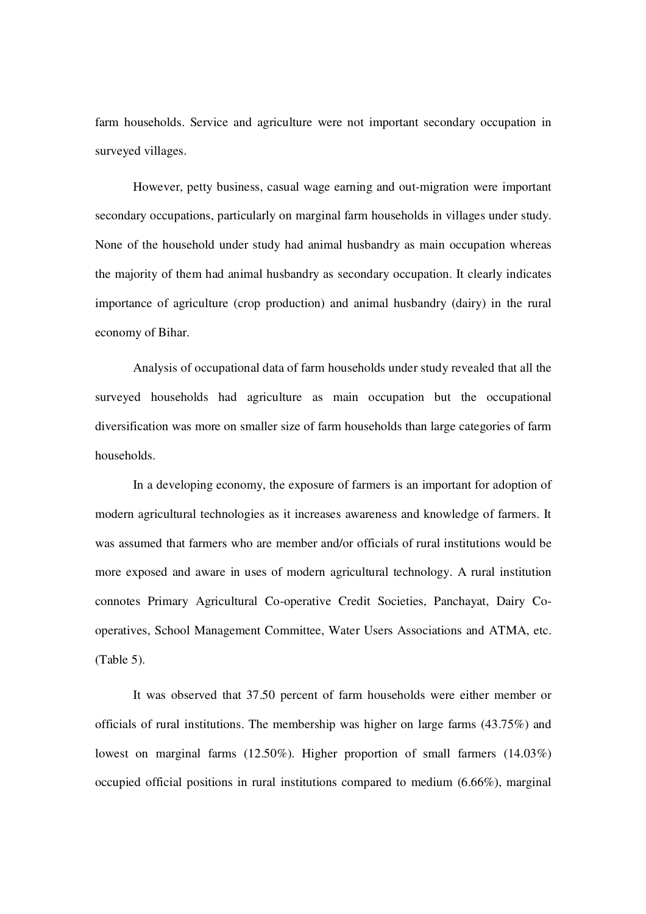farm households. Service and agriculture were not important secondary occupation in surveyed villages.

However, petty business, casual wage earning and out-migration were important secondary occupations, particularly on marginal farm households in villages under study. None of the household under study had animal husbandry as main occupation whereas the majority of them had animal husbandry as secondary occupation. It clearly indicates importance of agriculture (crop production) and animal husbandry (dairy) in the rural economy of Bihar.

Analysis of occupational data of farm households under study revealed that all the surveyed households had agriculture as main occupation but the occupational diversification was more on smaller size of farm households than large categories of farm households.

In a developing economy, the exposure of farmers is an important for adoption of modern agricultural technologies as it increases awareness and knowledge of farmers. It was assumed that farmers who are member and/or officials of rural institutions would be more exposed and aware in uses of modern agricultural technology. A rural institution connotes Primary Agricultural Co-operative Credit Societies, Panchayat, Dairy Co-operatives, School Management Committee, Water Users Associations and ATMA, etc. (Table 5).

It was observed that 37.50 percent of farm households were either member or officials of rural institutions. The membership was higher on large farms (43.75%) and lowest on marginal farms (12.50%). Higher proportion of small farmers (14.03%) occupied official positions in rural institutions compared to medium (6.66%), marginal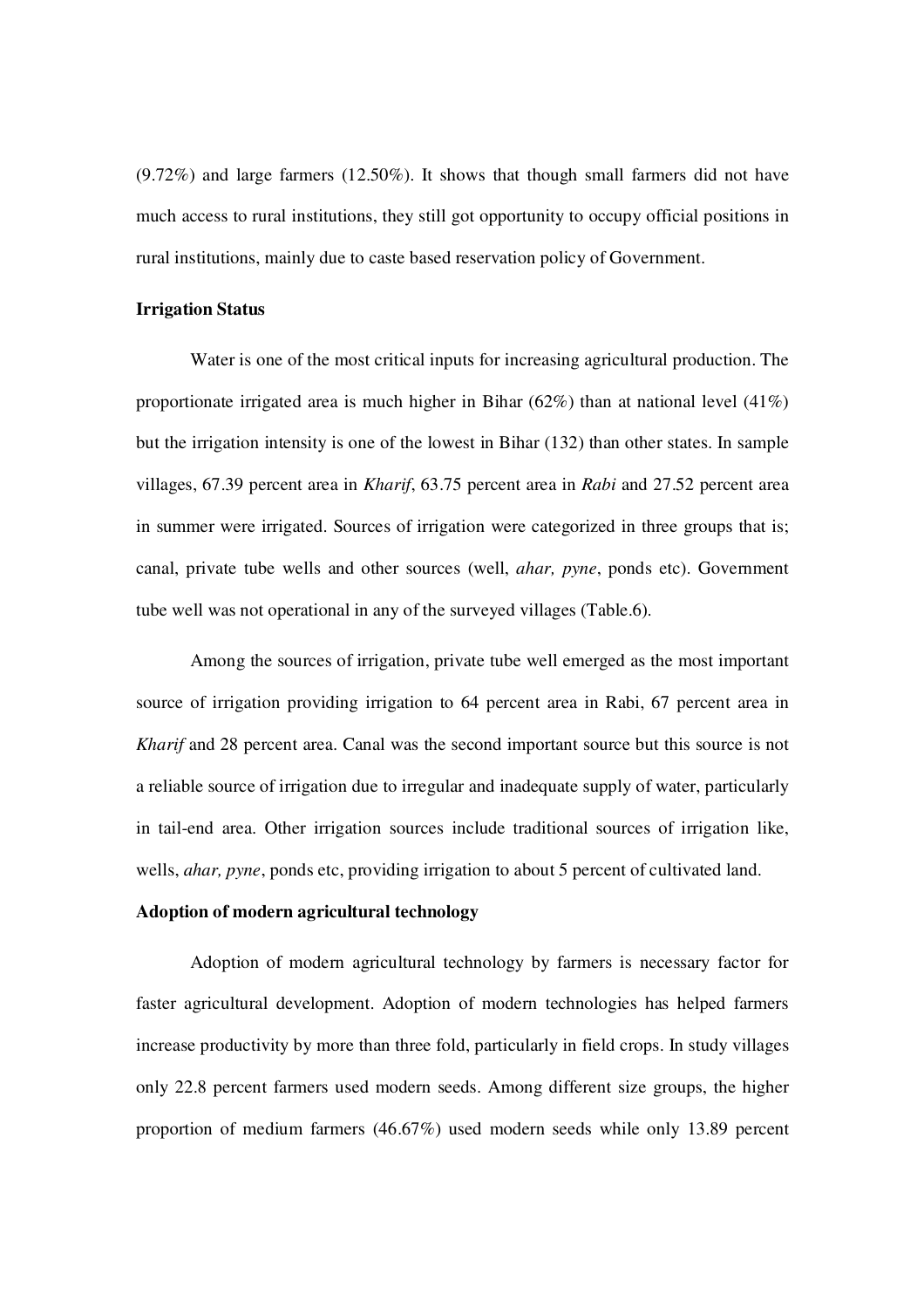(9.72%) and large farmers (12.50%). It shows that though small farmers did not have much access to rural institutions, they still got opportunity to occupy official positions in rural institutions, mainly due to caste based reservation policy of Government.

**Irrigation Status**

Water is one of the most critical inputs for increasing agricultural production. The proportionate irrigated area is much higher in Bihar (62%) than at national level (41%) but the irrigation intensity is one of the lowest in Bihar (132) than other states. In sample villages, 67.39 percent area in *Kharif*, 63.75 percent area in *Rabi* and 27.52 percent area in summer were irrigated. Sources of irrigation were categorized in three groups that is; canal, private tube wells and other sources (well, *ahar, pyne*, ponds etc). Government tube well was not operational in any of the surveyed villages (Table.6).

Among the sources of irrigation, private tube well emerged as the most important source of irrigation providing irrigation to 64 percent area in Rabi, 67 percent area in *Kharif* and 28 percent area. Canal was the second important source but this source is not a reliable source of irrigation due to irregular and inadequate supply of water, particularly in tail-end area. Other irrigation sources include traditional sources of irrigation like, wells, *ahar, pyne*, ponds etc, providing irrigation to about 5 percent of cultivated land.

**Adoption of modern agricultural technology**

Adoption of modern agricultural technology by farmers is necessary factor for faster agricultural development. Adoption of modern technologies has helped farmers increase productivity by more than three fold, particularly in field crops. In study villages only 22.8 percent farmers used modern seeds. Among different size groups, the higher proportion of medium farmers (46.67%) used modern seeds while only 13.89 percent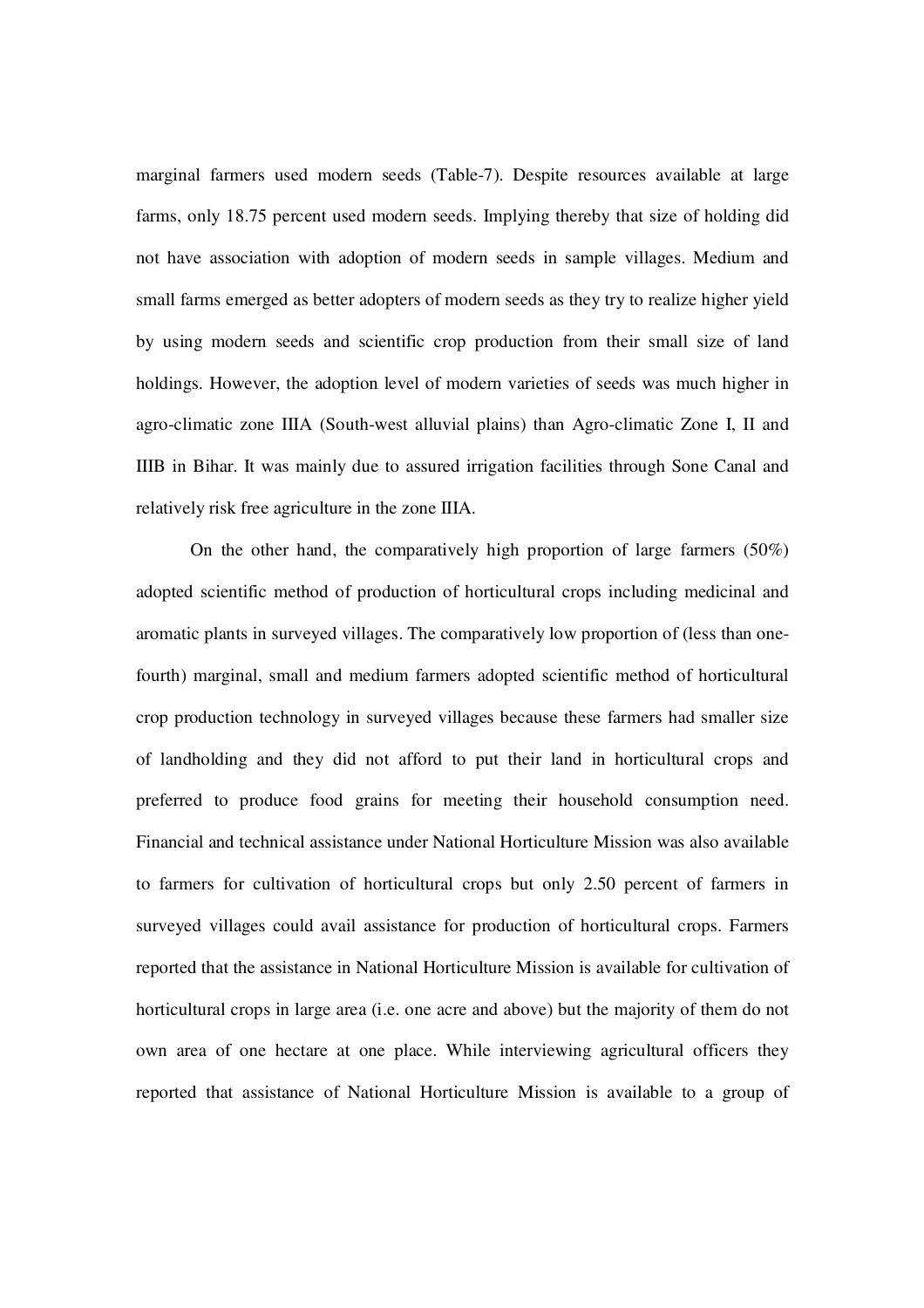marginal farmers used modern seeds (Table-7). Despite resources available at large farms, only 18.75 percent used modern seeds. Implying thereby that size of holding did not have association with adoption of modern seeds in sample villages. Medium and small farms emerged as better adopters of modern seeds as they try to realize higher yield by using modern seeds and scientific crop production from their small size of land holdings. However, the adoption level of modern varieties of seeds was much higher in agro-climatic zone IIIA (South-west alluvial plains) than Agro-climatic Zone I, II and IIIB in Bihar. It was mainly due to assured irrigation facilities through Sone Canal and relatively risk free agriculture in the zone IIIA.

On the other hand, the comparatively high proportion of large farmers (50%) adopted scientific method of production of horticultural crops including medicinal and aromatic plants in surveyed villages. The comparatively low proportion of (less than one-fourth) marginal, small and medium farmers adopted scientific method of horticultural crop production technology in surveyed villages because these farmers had smaller size of landholding and they did not afford to put their land in horticultural crops and preferred to produce food grains for meeting their household consumption need. Financial and technical assistance under National Horticulture Mission was also available to farmers for cultivation of horticultural crops but only 2.50 percent of farmers in surveyed villages could avail assistance for production of horticultural crops. Farmers reported that the assistance in National Horticulture Mission is available for cultivation of horticultural crops in large area (i.e. one acre and above) but the majority of them do not own area of one hectare at one place. While interviewing agricultural officers they reported that assistance of National Horticulture Mission is available to a group of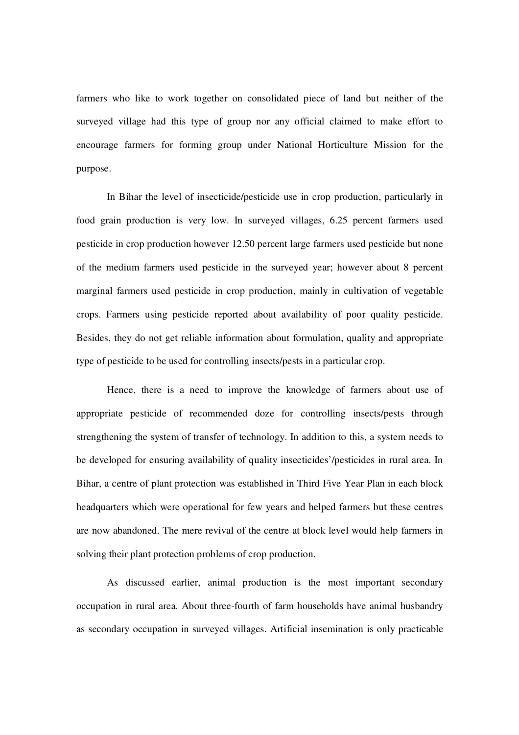farmers who like to work together on consolidated piece of land but neither of the surveyed village had this type of group nor any official claimed to make effort to encourage farmers for forming group under National Horticulture Mission for the purpose.

In Bihar the level of insecticide/pesticide use in crop production, particularly in food grain production is very low. In surveyed villages, 6.25 percent farmers used pesticide in crop production however 12.50 percent large farmers used pesticide but none of the medium farmers used pesticide in the surveyed year; however about 8 percent marginal farmers used pesticide in crop production, mainly in cultivation of vegetable crops. Farmers using pesticide reported about availability of poor quality pesticide. Besides, they do not get reliable information about formulation, quality and appropriate type of pesticide to be used for controlling insects/pests in a particular crop.

Hence, there is a need to improve the knowledge of farmers about use of appropriate pesticide of recommended doze for controlling insects/pests through strengthening the system of transfer of technology. In addition to this, a system needs to be developed for ensuring availability of quality insecticides'/pesticides in rural area. In Bihar, a centre of plant protection was established in Third Five Year Plan in each block headquarters which were operational for few years and helped farmers but these centres are now abandoned. The mere revival of the centre at block level would help farmers in solving their plant protection problems of crop production.

As discussed earlier, animal production is the most important secondary occupation in rural area. About three-fourth of farm households have animal husbandry as secondary occupation in surveyed villages. Artificial insemination is only practicable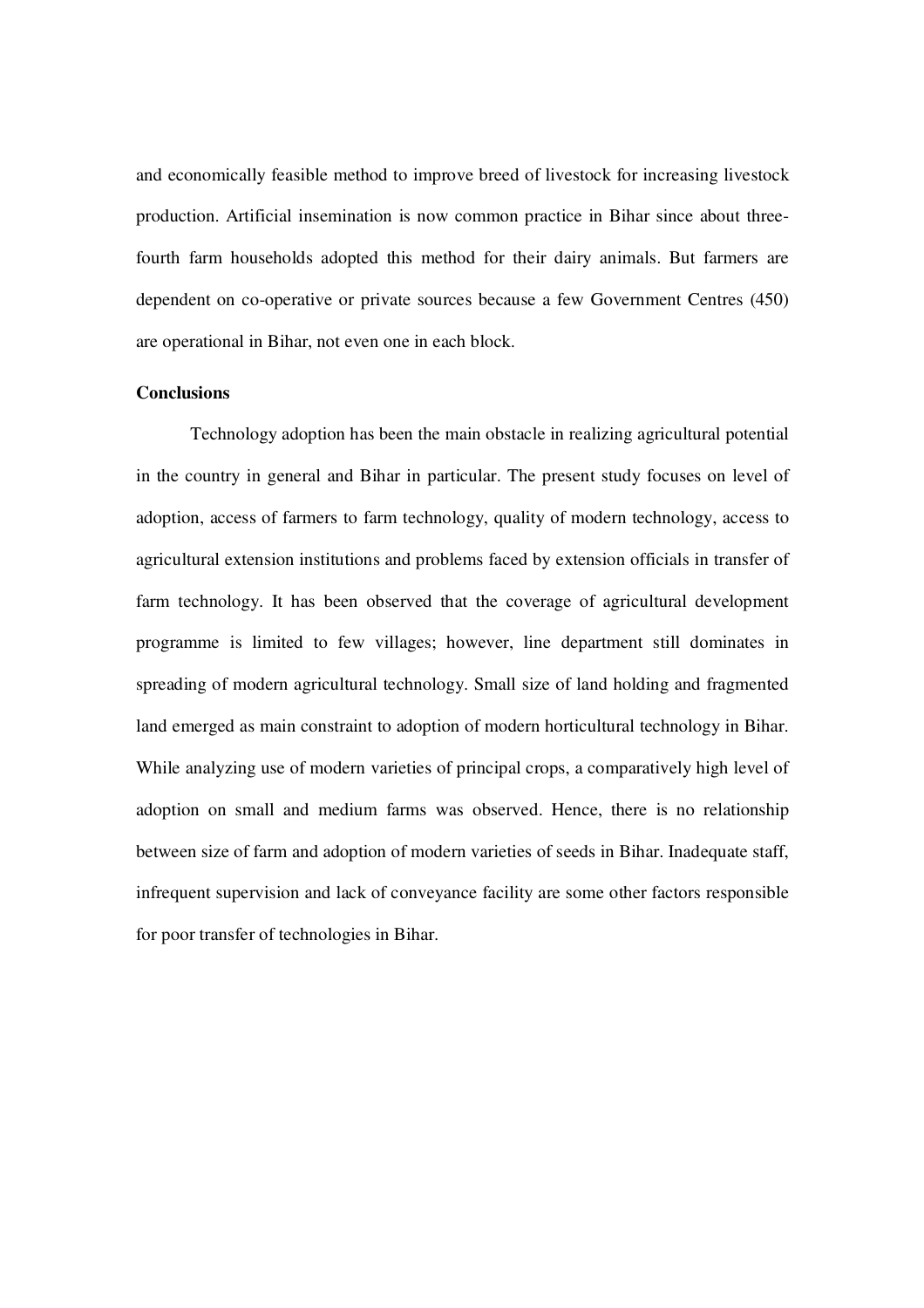and economically feasible method to improve breed of livestock for increasing livestock production. Artificial insemination is now common practice in Bihar since about three-fourth farm households adopted this method for their dairy animals. But farmers are dependent on co-operative or private sources because a few Government Centres (450) are operational in Bihar, not even one in each block.

## Conclusions

Technology adoption has been the main obstacle in realizing agricultural potential in the country in general and Bihar in particular. The present study focuses on level of adoption, access of farmers to farm technology, quality of modern technology, access to agricultural extension institutions and problems faced by extension officials in transfer of farm technology. It has been observed that the coverage of agricultural development programme is limited to few villages; however, line department still dominates in spreading of modern agricultural technology. Small size of land holding and fragmented land emerged as main constraint to adoption of modern horticultural technology in Bihar. While analyzing use of modern varieties of principal crops, a comparatively high level of adoption on small and medium farms was observed. Hence, there is no relationship between size of farm and adoption of modern varieties of seeds in Bihar. Inadequate staff, infrequent supervision and lack of conveyance facility are some other factors responsible for poor transfer of technologies in Bihar.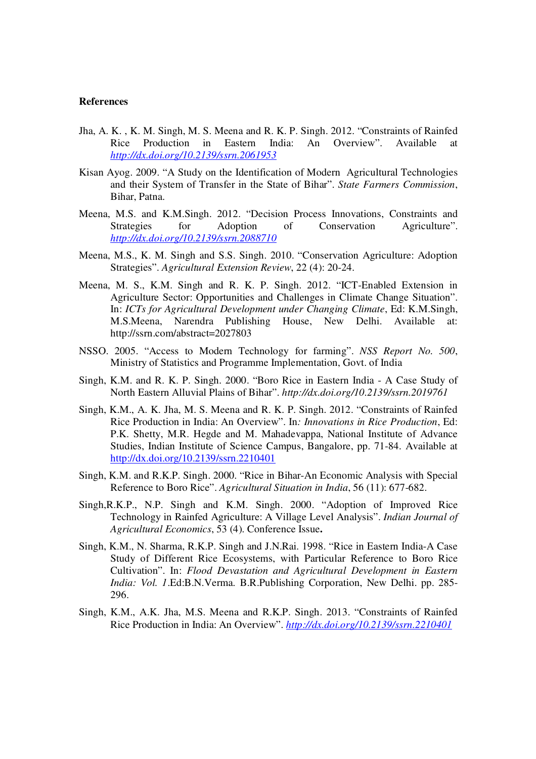**References**

Jha, A. K. , K. M. Singh, M. S. Meena and R. K. P. Singh. 2012. "Constraints of Rainfed Rice Production in Eastern India: An Overview". Available at *http://dx.doi.org/10.2139/ssrn.2061953*

Kisan Ayog. 2009. "A Study on the Identification of Modern Agricultural Technologies and their System of Transfer in the State of Bihar". *State Farmers Commission*, Bihar, Patna.

Meena, M.S. and K.M.Singh. 2012. "Decision Process Innovations, Constraints and Strategies for Adoption of Conservation Agriculture". *http://dx.doi.org/10.2139/ssrn.2088710*

Meena, M.S., K. M. Singh and S.S. Singh. 2010. "Conservation Agriculture: Adoption Strategies". *Agricultural Extension Review*, 22 (4): 20-24.

Meena, M. S., K.M. Singh and R. K. P. Singh. 2012. "ICT-Enabled Extension in Agriculture Sector: Opportunities and Challenges in Climate Change Situation". In: *ICTs for Agricultural Development under Changing Climate*, Ed: K.M.Singh, M.S.Meena, Narendra Publishing House, New Delhi. Available at: http://ssrn.com/abstract=2027803

NSSO. 2005. "Access to Modern Technology for farming". *NSS Report No. 500*, Ministry of Statistics and Programme Implementation, Govt. of India

Singh, K.M. and R. K. P. Singh. 2000. "Boro Rice in Eastern India - A Case Study of North Eastern Alluvial Plains of Bihar". *http://dx.doi.org/10.2139/ssrn.2019761*

Singh, K.M., A. K. Jha, M. S. Meena and R. K. P. Singh. 2012. "Constraints of Rainfed Rice Production in India: An Overview". In*: Innovations in Rice Production*, Ed: P.K. Shetty, M.R. Hegde and M. Mahadevappa, National Institute of Advance Studies, Indian Institute of Science Campus, Bangalore, pp. 71-84. Available at http://dx.doi.org/10.2139/ssrn.2210401

Singh, K.M. and R.K.P. Singh. 2000. "Rice in Bihar-An Economic Analysis with Special Reference to Boro Rice". *Agricultural Situation in India*, 56 (11): 677-682.

Singh,R.K.P., N.P. Singh and K.M. Singh. 2000. "Adoption of Improved Rice Technology in Rainfed Agriculture: A Village Level Analysis". *Indian Journal of Agricultural Economics*, 53 (4). Conference Issue**.**

Singh, K.M., N. Sharma, R.K.P. Singh and J.N.Rai. 1998. "Rice in Eastern India-A Case Study of Different Rice Ecosystems, with Particular Reference to Boro Rice Cultivation". In: *Flood Devastation and Agricultural Development in Eastern India: Vol. 1*.Ed:B.N.Verma. B.R.Publishing Corporation, New Delhi. pp. 285-296.

Singh, K.M., A.K. Jha, M.S. Meena and R.K.P. Singh. 2013. "Constraints of Rainfed Rice Production in India: An Overview". *http://dx.doi.org/10.2139/ssrn.2210401*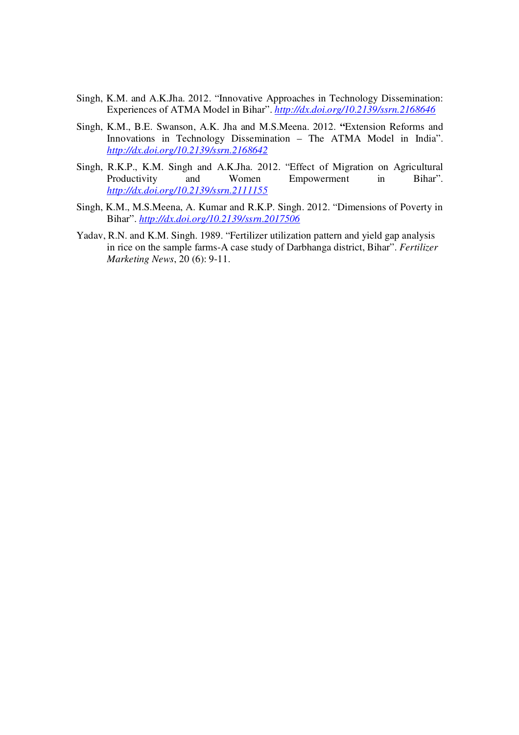Singh, K.M. and A.K.Jha. 2012. “Innovative Approaches in Technology Dissemination: Experiences of ATMA Model in Bihar”. *http://dx.doi.org/10.2139/ssrn.2168646*

Singh, K.M., B.E. Swanson, A.K. Jha and M.S.Meena. 2012. **“**Extension Reforms and Innovations in Technology Dissemination – The ATMA Model in India”. *http://dx.doi.org/10.2139/ssrn.2168642*

Singh, R.K.P., K.M. Singh and A.K.Jha. 2012. “Effect of Migration on Agricultural Productivity and Women Empowerment in Bihar”. *http://dx.doi.org/10.2139/ssrn.2111155*

Singh, K.M., M.S.Meena, A. Kumar and R.K.P. Singh. 2012. “Dimensions of Poverty in Bihar”. *http://dx.doi.org/10.2139/ssrn.2017506*

Yadav, R.N. and K.M. Singh. 1989. “Fertilizer utilization pattern and yield gap analysis in rice on the sample farms-A case study of Darbhanga district, Bihar”. *Fertilizer Marketing News*, 20 (6): 9-11.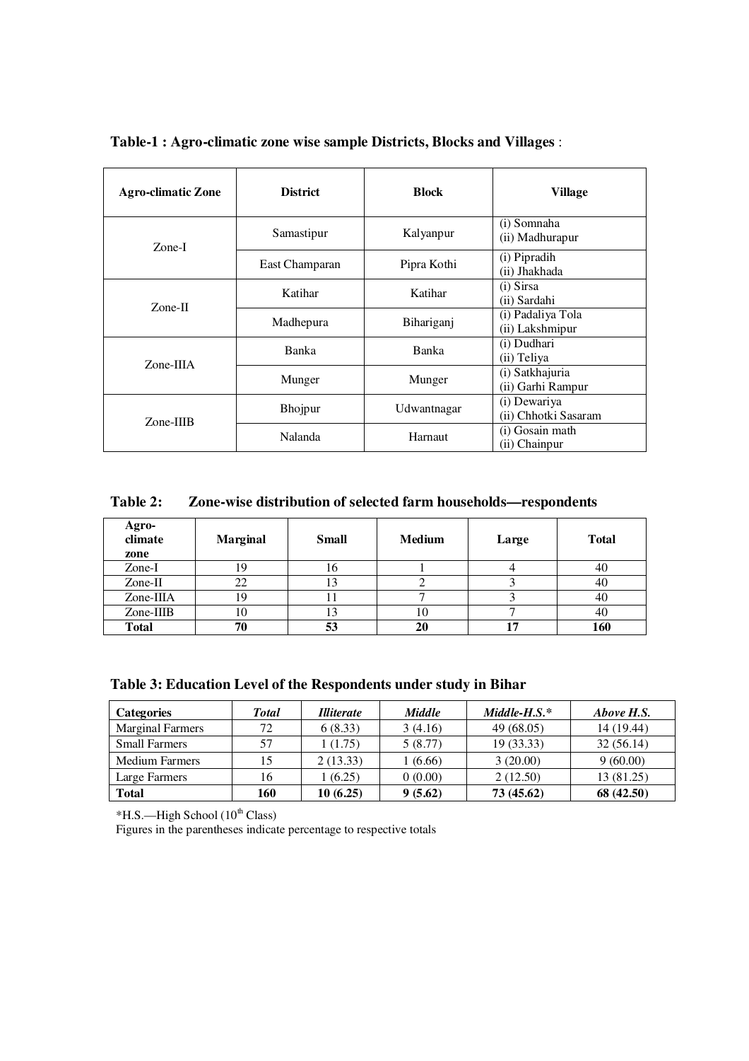**Table-1 : Agro-climatic zone wise sample Districts, Blocks and Villages** :

| Agro-climatic Zone | District | Block | Village |
|---|---|---|---|
| Zone-I | Samastipur | Kalyanpur | (i) Somnaha<br>(ii) Madhurapur |
| | East Champaran | Pipra Kothi | (i) Pipradih<br>(ii) Jhakhada |
| Zone-II | Katihar | Katihar | (i) Sirsa<br>(ii) Sardahi |
| | Madhepura | Bihariganj | (i) Padaliya Tola<br>(ii) Lakshmipur |
| Zone-IIIA | Banka | Banka | (i) Dudhari<br>(ii) Teliya |
| | Munger | Munger | (i) Satkhajuria<br>(ii) Garhi Rampur |
| Zone-IIIB | Bhojpur | Udwantnagar | (i) Dewariya<br>(ii) Chhotki Sasaram |
| | Nalanda | Harnaut | (i) Gosain math<br>(ii) Chainpur |

**Table 2: Zone-wise distribution of selected farm households—respondents**

| Agro-climate zone | Marginal | Small | Medium | Large | Total |
|---|---|---|---|---|---|
| Zone-I | 19 | 16 | 1 | 4 | 40 |
| Zone-II | 22 | 13 | 2 | 3 | 40 |
| Zone-IIIA | 19 | 11 | 7 | 3 | 40 |
| Zone-IIIB | 10 | 13 | 10 | 7 | 40 |
| **Total** | **70** | **53** | **20** | **17** | **160** |

**Table 3: Education Level of the Respondents under study in Bihar**

| **Categories** | ***Total*** | ***Illiterate*** | ***Middle*** | ***Middle-H.S.**** | ***Above H.S.*** |
|---|---|---|---|---|---|
| Marginal Farmers | 72 | 6 (8.33) | 3 (4.16) | 49 (68.05) | 14 (19.44) |
| Small Farmers | 57 | 1 (1.75) | 5 (8.77) | 19 (33.33) | 32 (56.14) |
| Medium Farmers | 15 | 2 (13.33) | 1 (6.66) | 3 (20.00) | 9 (60.00) |
| Large Farmers | 16 | 1 (6.25) | 0 (0.00) | 2 (12.50) | 13 (81.25) |
| **Total** | **160** | **10 (6.25)** | **9 (5.62)** | **73 (45.62)** | **68 (42.50)** |

*H.S.—High School (10th Class)

Figures in the parentheses indicate percentage to respective totals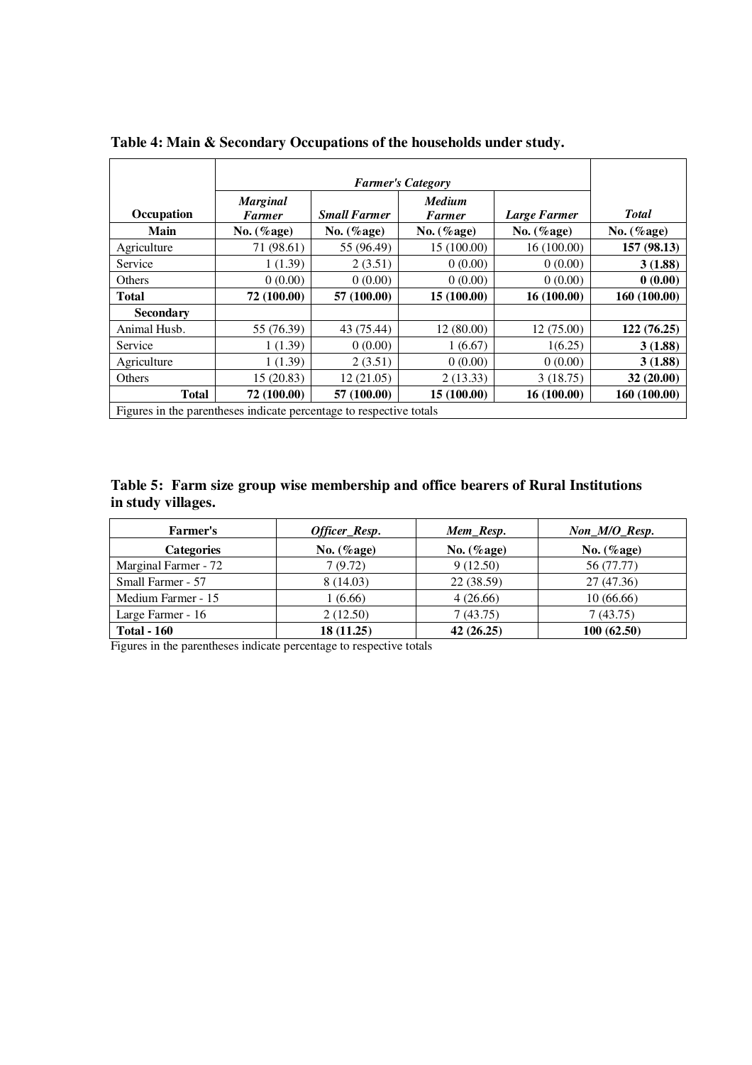**Table 4: Main & Secondary Occupations of the households under study.**

| Occupation | *Farmer's Category* | | | | *Total* |
|---|---|---|---|---|---|
| | *Marginal Farmer* | *Small Farmer* | *Medium Farmer* | *Large Farmer* | |
| **Main** | **No. (%age)** | **No. (%age)** | **No. (%age)** | **No. (%age)** | **No. (%age)** |
| Agriculture | 71 (98.61) | 55 (96.49) | 15 (100.00) | 16 (100.00) | **157 (98.13)** |
| Service | 1 (1.39) | 2 (3.51) | 0 (0.00) | 0 (0.00) | **3 (1.88)** |
| Others | 0 (0.00) | 0 (0.00) | 0 (0.00) | 0 (0.00) | **0 (0.00)** |
| **Total** | **72 (100.00)** | **57 (100.00)** | **15 (100.00)** | **16 (100.00)** | **160 (100.00)** |
| **Secondary** | | | | | |
| Animal Husb. | 55 (76.39) | 43 (75.44) | 12 (80.00) | 12 (75.00) | **122 (76.25)** |
| Service | 1 (1.39) | 0 (0.00) | 1 (6.67) | 1(6.25) | **3 (1.88)** |
| Agriculture | 1 (1.39) | 2 (3.51) | 0 (0.00) | 0 (0.00) | **3 (1.88)** |
| Others | 15 (20.83) | 12 (21.05) | 2 (13.33) | 3 (18.75) | **32 (20.00)** |
| **Total** | **72 (100.00)** | **57 (100.00)** | **15 (100.00)** | **16 (100.00)** | **160 (100.00)** |

Figures in the parentheses indicate percentage to respective totals

**Table 5: Farm size group wise membership and office bearers of Rural Institutions in study villages.**

| Farmer's Categories | *Officer_Resp.* No. (%age) | *Mem_Resp.* No. (%age) | *Non_M/O_Resp.* No. (%age) |
|---|---|---|---|
| Marginal Farmer - 72 | 7 (9.72) | 9 (12.50) | 56 (77.77) |
| Small Farmer - 57 | 8 (14.03) | 22 (38.59) | 27 (47.36) |
| Medium Farmer - 15 | 1 (6.66) | 4 (26.66) | 10 (66.66) |
| Large Farmer - 16 | 2 (12.50) | 7 (43.75) | 7 (43.75) |
| **Total - 160** | **18 (11.25)** | **42 (26.25)** | **100 (62.50)** |

Figures in the parentheses indicate percentage to respective totals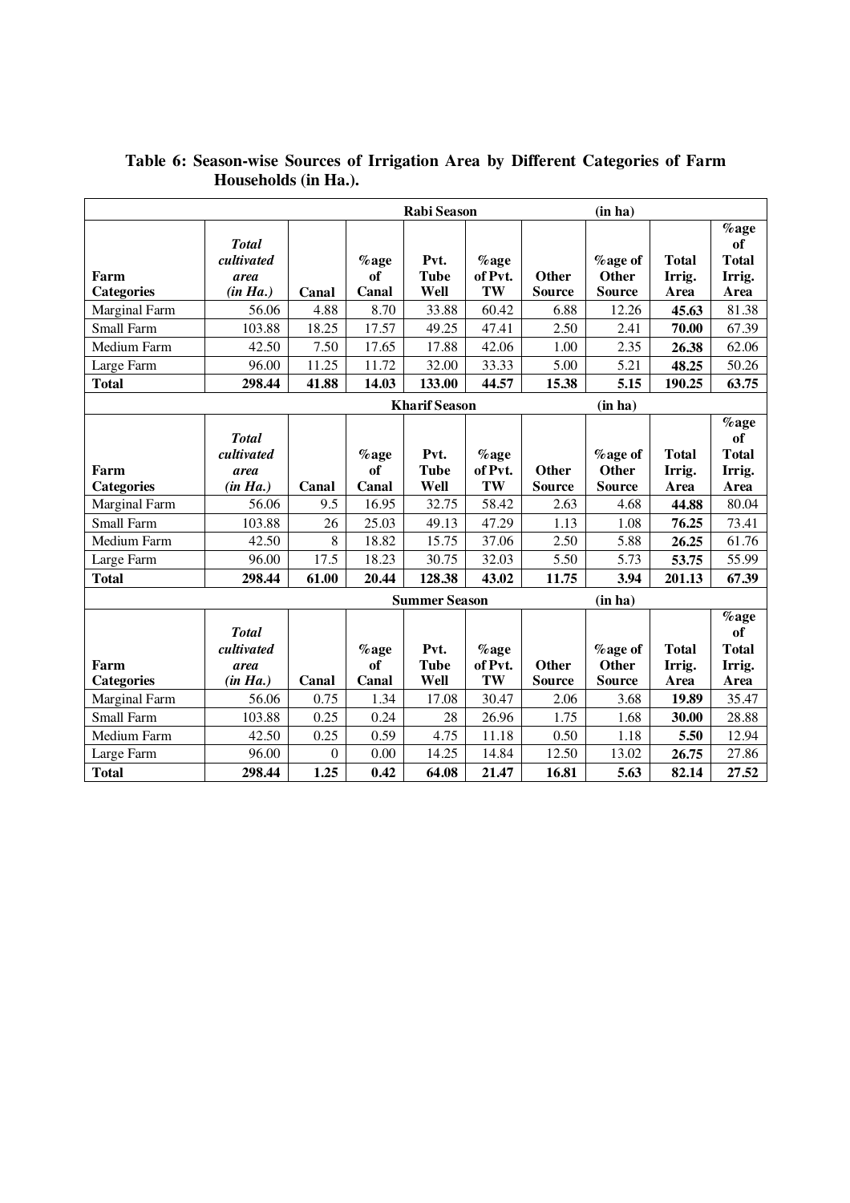**Table 6: Season-wise Sources of Irrigation Area by Different Categories of Farm Households (in Ha.).**

| | | | | Rabi Season | | | (in ha) | | |
|---|---|---|---|---|---|---|---|---|---|
| **Farm Categories** | ***Total cultivated area (in Ha.)*** | **Canal** | **%age of Canal** | **Pvt. Tube Well** | **%age of Pvt. TW** | **Other Source** | **%age of Other Source** | **Total Irrig. Area** | **%age of Total Irrig. Area** |
| Marginal Farm | 56.06 | 4.88 | 8.70 | 33.88 | 60.42 | 6.88 | 12.26 | **45.63** | 81.38 |
| Small Farm | 103.88 | 18.25 | 17.57 | 49.25 | 47.41 | 2.50 | 2.41 | **70.00** | 67.39 |
| Medium Farm | 42.50 | 7.50 | 17.65 | 17.88 | 42.06 | 1.00 | 2.35 | **26.38** | 62.06 |
| Large Farm | 96.00 | 11.25 | 11.72 | 32.00 | 33.33 | 5.00 | 5.21 | **48.25** | 50.26 |
| **Total** | **298.44** | **41.88** | **14.03** | **133.00** | **44.57** | **15.38** | **5.15** | **190.25** | **63.75** |
| | | | | **Kharif Season** | | | **(in ha)** | | |
| **Farm Categories** | ***Total cultivated area (in Ha.)*** | **Canal** | **%age of Canal** | **Pvt. Tube Well** | **%age of Pvt. TW** | **Other Source** | **%age of Other Source** | **Total Irrig. Area** | **%age of Total Irrig. Area** |
| Marginal Farm | 56.06 | 9.5 | 16.95 | 32.75 | 58.42 | 2.63 | 4.68 | **44.88** | 80.04 |
| Small Farm | 103.88 | 26 | 25.03 | 49.13 | 47.29 | 1.13 | 1.08 | **76.25** | 73.41 |
| Medium Farm | 42.50 | 8 | 18.82 | 15.75 | 37.06 | 2.50 | 5.88 | **26.25** | 61.76 |
| Large Farm | 96.00 | 17.5 | 18.23 | 30.75 | 32.03 | 5.50 | 5.73 | **53.75** | 55.99 |
| **Total** | **298.44** | **61.00** | **20.44** | **128.38** | **43.02** | **11.75** | **3.94** | **201.13** | **67.39** |
| | | | | **Summer Season** | | | **(in ha)** | | |
| **Farm Categories** | ***Total cultivated area (in Ha.)*** | **Canal** | **%age of Canal** | **Pvt. Tube Well** | **%age of Pvt. TW** | **Other Source** | **%age of Other Source** | **Total Irrig. Area** | **%age of Total Irrig. Area** |
| Marginal Farm | 56.06 | 0.75 | 1.34 | 17.08 | 30.47 | 2.06 | 3.68 | **19.89** | 35.47 |
| Small Farm | 103.88 | 0.25 | 0.24 | 28 | 26.96 | 1.75 | 1.68 | **30.00** | 28.88 |
| Medium Farm | 42.50 | 0.25 | 0.59 | 4.75 | 11.18 | 0.50 | 1.18 | **5.50** | 12.94 |
| Large Farm | 96.00 | 0 | 0.00 | 14.25 | 14.84 | 12.50 | 13.02 | **26.75** | 27.86 |
| **Total** | **298.44** | **1.25** | **0.42** | **64.08** | **21.47** | **16.81** | **5.63** | **82.14** | **27.52** |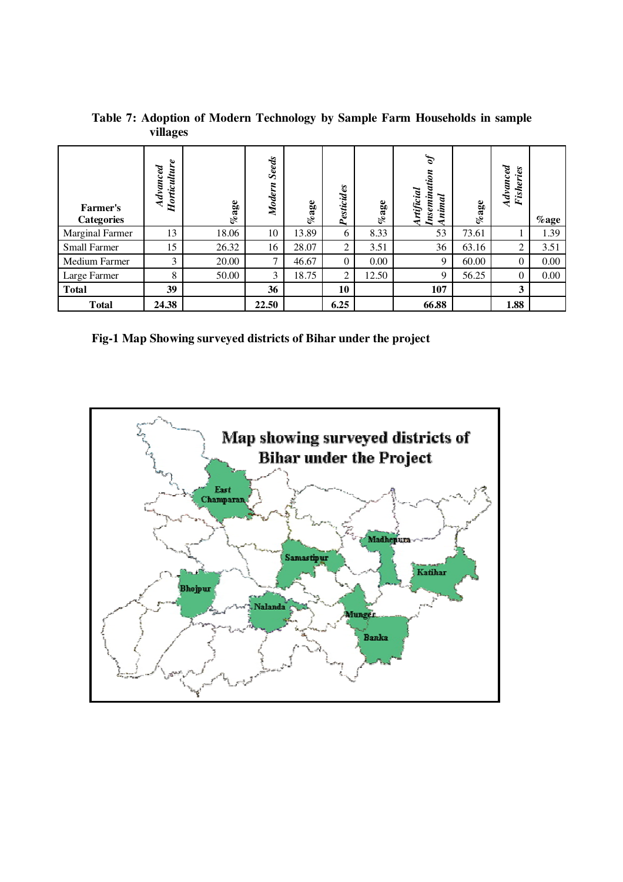**Table 7: Adoption of Modern Technology by Sample Farm Households in sample villages**

| Farmer's Categories | *Advanced Horticulture* | %age | *Modern Seeds* | %age | *Pesticides* | %age | *Artificial Insemination of Animal* | %age | *Advanced Fisheries* | %age |
|---|---|---|---|---|---|---|---|---|---|---|
| Marginal Farmer | 13 | 18.06 | 10 | 13.89 | 6 | 8.33 | 53 | 73.61 | 1 | 1.39 |
| Small Farmer | 15 | 26.32 | 16 | 28.07 | 2 | 3.51 | 36 | 63.16 | 2 | 3.51 |
| Medium Farmer | 3 | 20.00 | 7 | 46.67 | 0 | 0.00 | 9 | 60.00 | 0 | 0.00 |
| Large Farmer | 8 | 50.00 | 3 | 18.75 | 2 | 12.50 | 9 | 56.25 | 0 | 0.00 |
| **Total** | **39** | | **36** | | **10** | | **107** | | **3** | |
| **Total** | **24.38** | | **22.50** | | **6.25** | | **66.88** | | **1.88** | |

**Fig-1 Map Showing surveyed districts of Bihar under the project**

Map showing surveyed districts of Bihar under the Project

East Champaran

Madhepura

Samastipur

Katihar

Bhojpur

Nalanda

Munger

Banka